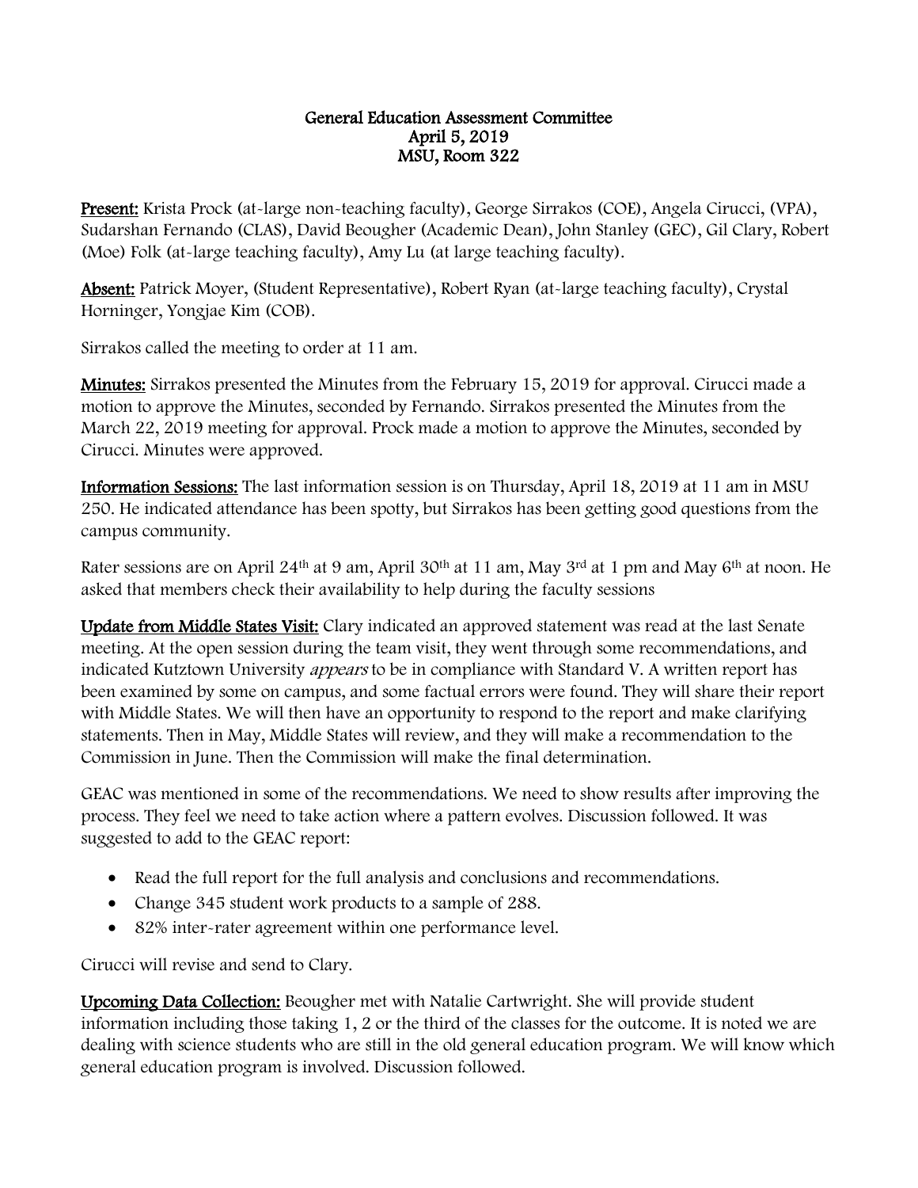# General Education Assessment Committee
## April 5, 2019
## MSU, Room 322

**Present:** Krista Prock (at-large non-teaching faculty), George Sirrakos (COE), Angela Cirucci, (VPA), Sudarshan Fernando (CLAS), David Beougher (Academic Dean), John Stanley (GEC), Gil Clary, Robert (Moe) Folk (at-large teaching faculty), Amy Lu (at large teaching faculty).

**Absent:** Patrick Moyer, (Student Representative), Robert Ryan (at-large teaching faculty), Crystal Horninger, Yongjae Kim (COB).

Sirrakos called the meeting to order at 11 am.

**Minutes:** Sirrakos presented the Minutes from the February 15, 2019 for approval. Cirucci made a motion to approve the Minutes, seconded by Fernando. Sirrakos presented the Minutes from the March 22, 2019 meeting for approval. Prock made a motion to approve the Minutes, seconded by Cirucci. Minutes were approved.

**Information Sessions:** The last information session is on Thursday, April 18, 2019 at 11 am in MSU 250. He indicated attendance has been spotty, but Sirrakos has been getting good questions from the campus community.

Rater sessions are on April 24th at 9 am, April 30th at 11 am, May 3rd at 1 pm and May 6th at noon. He asked that members check their availability to help during the faculty sessions

**Update from Middle States Visit:** Clary indicated an approved statement was read at the last Senate meeting. At the open session during the team visit, they went through some recommendations, and indicated Kutztown University *appears* to be in compliance with Standard V. A written report has been examined by some on campus, and some factual errors were found. They will share their report with Middle States. We will then have an opportunity to respond to the report and make clarifying statements. Then in May, Middle States will review, and they will make a recommendation to the Commission in June. Then the Commission will make the final determination.

GEAC was mentioned in some of the recommendations. We need to show results after improving the process. They feel we need to take action where a pattern evolves. Discussion followed. It was suggested to add to the GEAC report:

- Read the full report for the full analysis and conclusions and recommendations.
- Change 345 student work products to a sample of 288.
- 82% inter-rater agreement within one performance level.

Cirucci will revise and send to Clary.

**Upcoming Data Collection:** Beougher met with Natalie Cartwright. She will provide student information including those taking 1, 2 or the third of the classes for the outcome. It is noted we are dealing with science students who are still in the old general education program. We will know which general education program is involved. Discussion followed.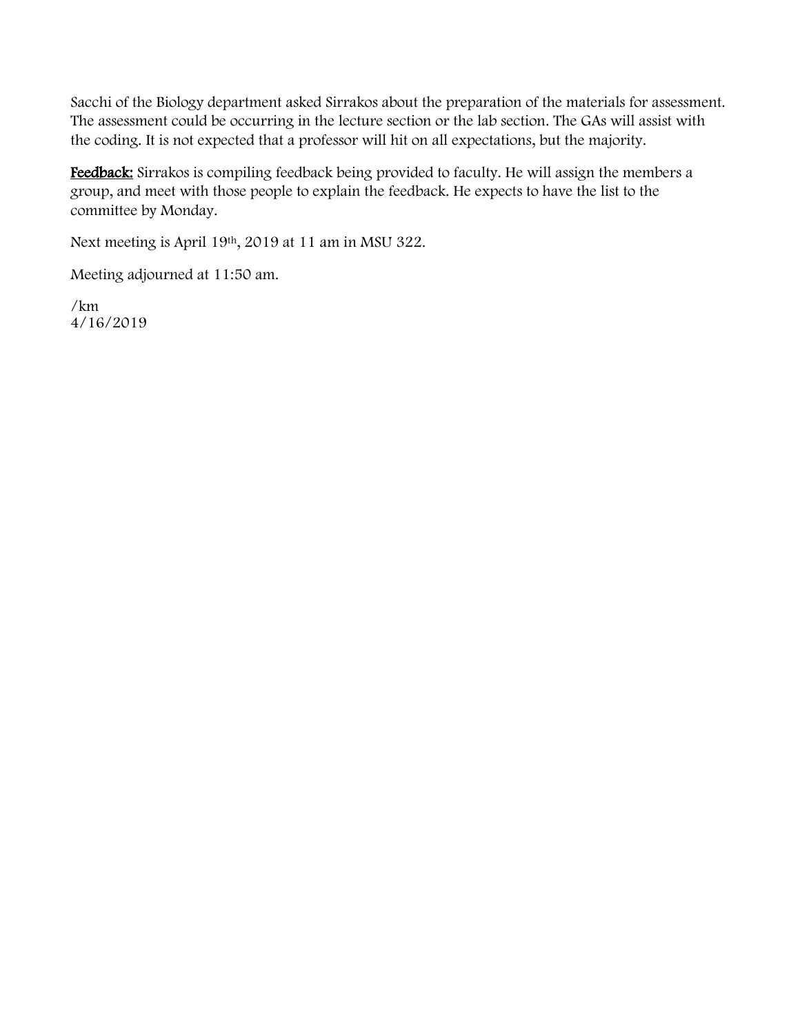Sacchi of the Biology department asked Sirrakos about the preparation of the materials for assessment. The assessment could be occurring in the lecture section or the lab section. The GAs will assist with the coding. It is not expected that a professor will hit on all expectations, but the majority.

**Feedback:** Sirrakos is compiling feedback being provided to faculty. He will assign the members a group, and meet with those people to explain the feedback. He expects to have the list to the committee by Monday.

Next meeting is April 19th, 2019 at 11 am in MSU 322.

Meeting adjourned at 11:50 am.

/km
4/16/2019